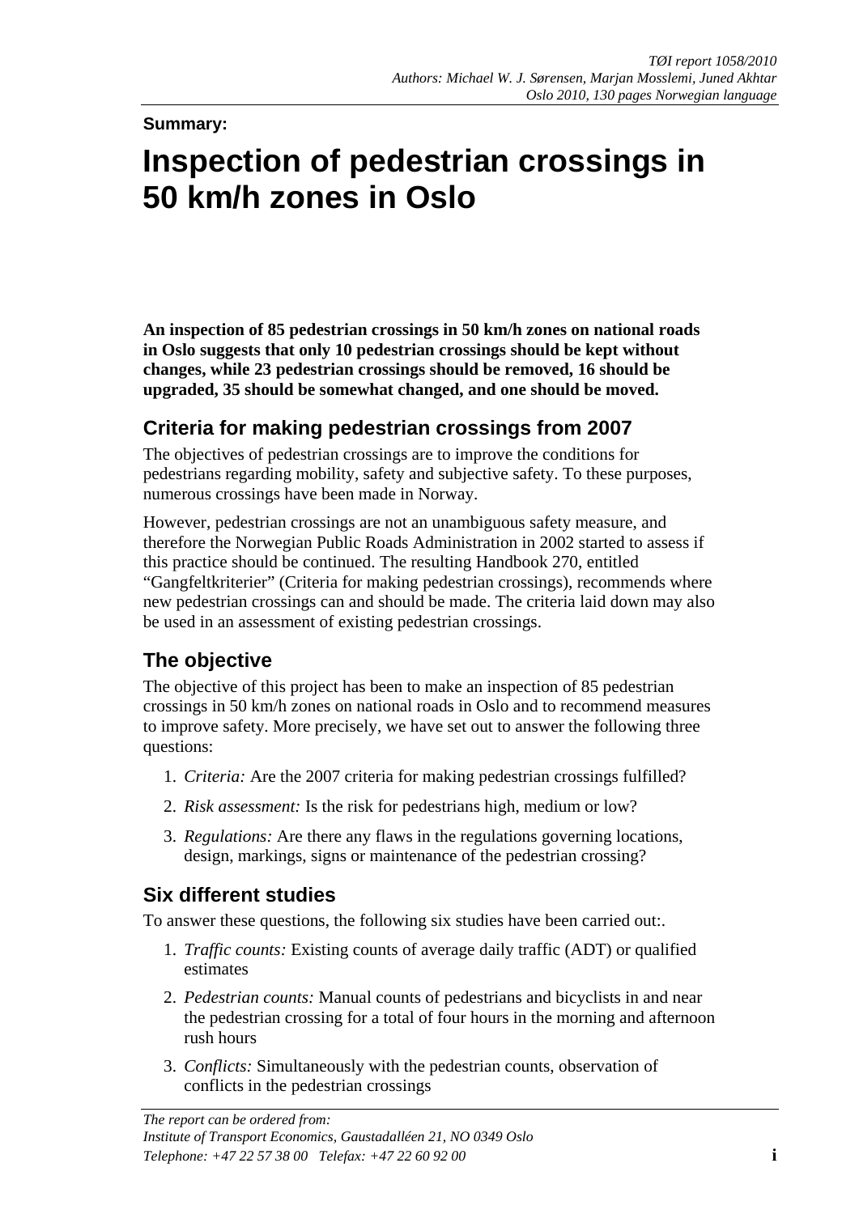*TØI report 1058/2010*
*Authors: Michael W. J. Sørensen, Marjan Mosslemi, Juned Akhtar*
*Oslo 2010, 130 pages Norwegian language*

**Summary:**

# Inspection of pedestrian crossings in 50 km/h zones in Oslo

**An inspection of 85 pedestrian crossings in 50 km/h zones on national roads in Oslo suggests that only 10 pedestrian crossings should be kept without changes, while 23 pedestrian crossings should be removed, 16 should be upgraded, 35 should be somewhat changed, and one should be moved.**

## Criteria for making pedestrian crossings from 2007

The objectives of pedestrian crossings are to improve the conditions for pedestrians regarding mobility, safety and subjective safety. To these purposes, numerous crossings have been made in Norway.

However, pedestrian crossings are not an unambiguous safety measure, and therefore the Norwegian Public Roads Administration in 2002 started to assess if this practice should be continued. The resulting Handbook 270, entitled "Gangfeltkriterier" (Criteria for making pedestrian crossings), recommends where new pedestrian crossings can and should be made. The criteria laid down may also be used in an assessment of existing pedestrian crossings.

## The objective

The objective of this project has been to make an inspection of 85 pedestrian crossings in 50 km/h zones on national roads in Oslo and to recommend measures to improve safety. More precisely, we have set out to answer the following three questions:

1. *Criteria:* Are the 2007 criteria for making pedestrian crossings fulfilled?
2. *Risk assessment:* Is the risk for pedestrians high, medium or low?
3. *Regulations:* Are there any flaws in the regulations governing locations, design, markings, signs or maintenance of the pedestrian crossing?

## Six different studies

To answer these questions, the following six studies have been carried out:.

1. *Traffic counts:* Existing counts of average daily traffic (ADT) or qualified estimates
2. *Pedestrian counts:* Manual counts of pedestrians and bicyclists in and near the pedestrian crossing for a total of four hours in the morning and afternoon rush hours
3. *Conflicts:* Simultaneously with the pedestrian counts, observation of conflicts in the pedestrian crossings

*The report can be ordered from:*
*Institute of Transport Economics, Gaustadalléen 21, NO 0349 Oslo*
*Telephone: +47 22 57 38 00 Telefax: +47 22 60 92 00*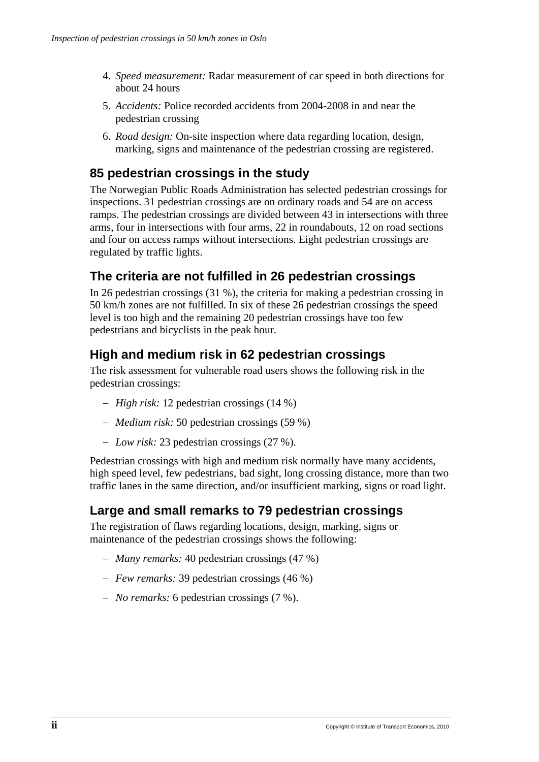4. *Speed measurement:* Radar measurement of car speed in both directions for about 24 hours
5. *Accidents:* Police recorded accidents from 2004-2008 in and near the pedestrian crossing
6. *Road design:* On-site inspection where data regarding location, design, marking, signs and maintenance of the pedestrian crossing are registered.

## 85 pedestrian crossings in the study

The Norwegian Public Roads Administration has selected pedestrian crossings for inspections. 31 pedestrian crossings are on ordinary roads and 54 are on access ramps. The pedestrian crossings are divided between 43 in intersections with three arms, four in intersections with four arms, 22 in roundabouts, 12 on road sections and four on access ramps without intersections. Eight pedestrian crossings are regulated by traffic lights.

## The criteria are not fulfilled in 26 pedestrian crossings

In 26 pedestrian crossings (31 %), the criteria for making a pedestrian crossing in 50 km/h zones are not fulfilled. In six of these 26 pedestrian crossings the speed level is too high and the remaining 20 pedestrian crossings have too few pedestrians and bicyclists in the peak hour.

## High and medium risk in 62 pedestrian crossings

The risk assessment for vulnerable road users shows the following risk in the pedestrian crossings:

- *High risk:* 12 pedestrian crossings (14 %)
- *Medium risk:* 50 pedestrian crossings (59 %)
- *Low risk:* 23 pedestrian crossings (27 %).

Pedestrian crossings with high and medium risk normally have many accidents, high speed level, few pedestrians, bad sight, long crossing distance, more than two traffic lanes in the same direction, and/or insufficient marking, signs or road light.

## Large and small remarks to 79 pedestrian crossings

The registration of flaws regarding locations, design, marking, signs or maintenance of the pedestrian crossings shows the following:

- *Many remarks:* 40 pedestrian crossings (47 %)
- *Few remarks:* 39 pedestrian crossings (46 %)
- *No remarks:* 6 pedestrian crossings (7 %).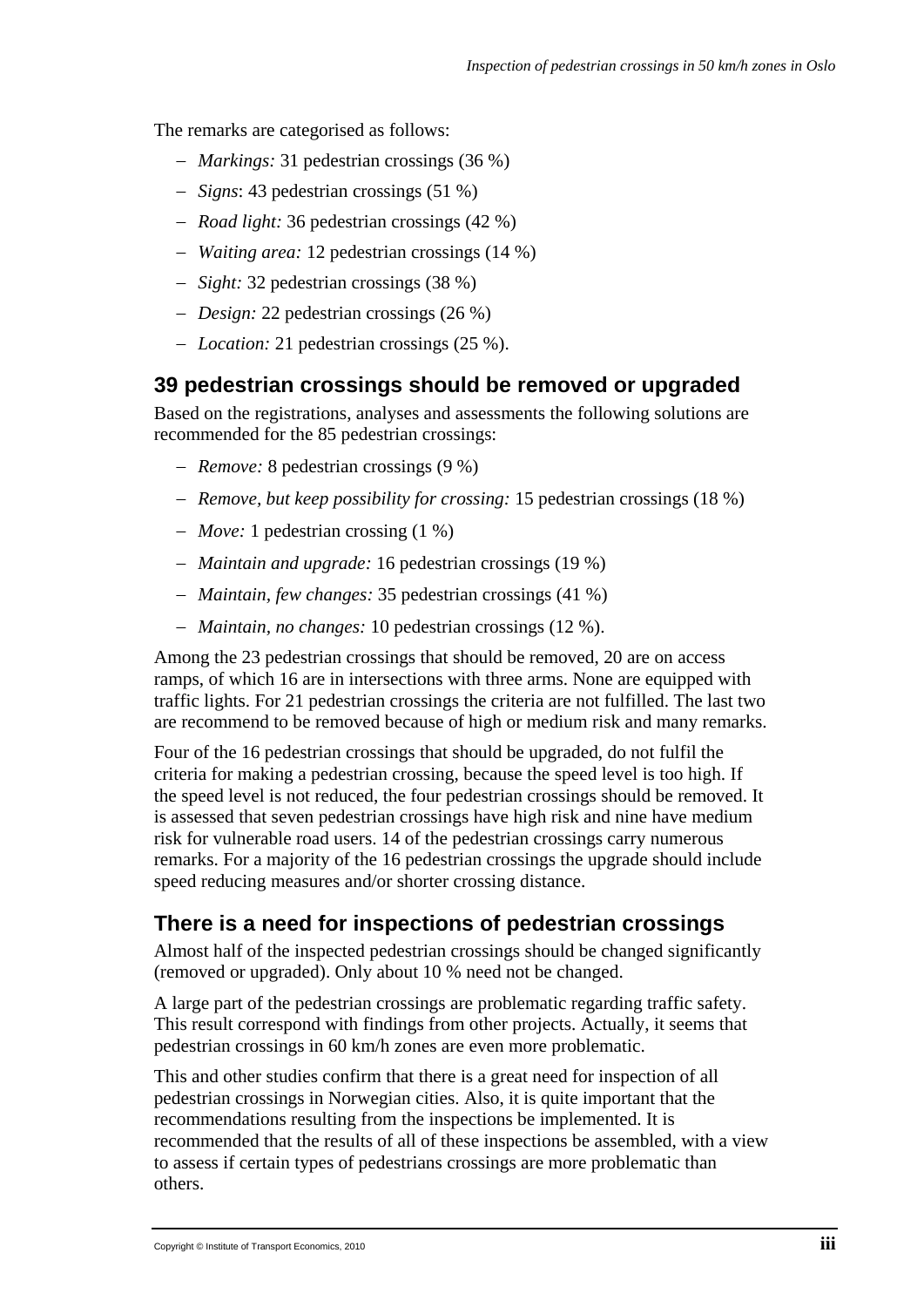The remarks are categorised as follows:

- *Markings:* 31 pedestrian crossings (36 %)
- *Signs*: 43 pedestrian crossings (51 %)
- *Road light:* 36 pedestrian crossings (42 %)
- *Waiting area:* 12 pedestrian crossings (14 %)
- *Sight:* 32 pedestrian crossings (38 %)
- *Design:* 22 pedestrian crossings (26 %)
- *Location:* 21 pedestrian crossings (25 %).

## 39 pedestrian crossings should be removed or upgraded

Based on the registrations, analyses and assessments the following solutions are recommended for the 85 pedestrian crossings:

- *Remove:* 8 pedestrian crossings (9 %)
- *Remove, but keep possibility for crossing:* 15 pedestrian crossings (18 %)
- *Move:* 1 pedestrian crossing (1 %)
- *Maintain and upgrade:* 16 pedestrian crossings (19 %)
- *Maintain, few changes:* 35 pedestrian crossings (41 %)
- *Maintain, no changes:* 10 pedestrian crossings (12 %).

Among the 23 pedestrian crossings that should be removed, 20 are on access ramps, of which 16 are in intersections with three arms. None are equipped with traffic lights. For 21 pedestrian crossings the criteria are not fulfilled. The last two are recommend to be removed because of high or medium risk and many remarks.

Four of the 16 pedestrian crossings that should be upgraded, do not fulfil the criteria for making a pedestrian crossing, because the speed level is too high. If the speed level is not reduced, the four pedestrian crossings should be removed. It is assessed that seven pedestrian crossings have high risk and nine have medium risk for vulnerable road users. 14 of the pedestrian crossings carry numerous remarks. For a majority of the 16 pedestrian crossings the upgrade should include speed reducing measures and/or shorter crossing distance.

## There is a need for inspections of pedestrian crossings

Almost half of the inspected pedestrian crossings should be changed significantly (removed or upgraded). Only about 10 % need not be changed.

A large part of the pedestrian crossings are problematic regarding traffic safety. This result correspond with findings from other projects. Actually, it seems that pedestrian crossings in 60 km/h zones are even more problematic.

This and other studies confirm that there is a great need for inspection of all pedestrian crossings in Norwegian cities. Also, it is quite important that the recommendations resulting from the inspections be implemented. It is recommended that the results of all of these inspections be assembled, with a view to assess if certain types of pedestrians crossings are more problematic than others.